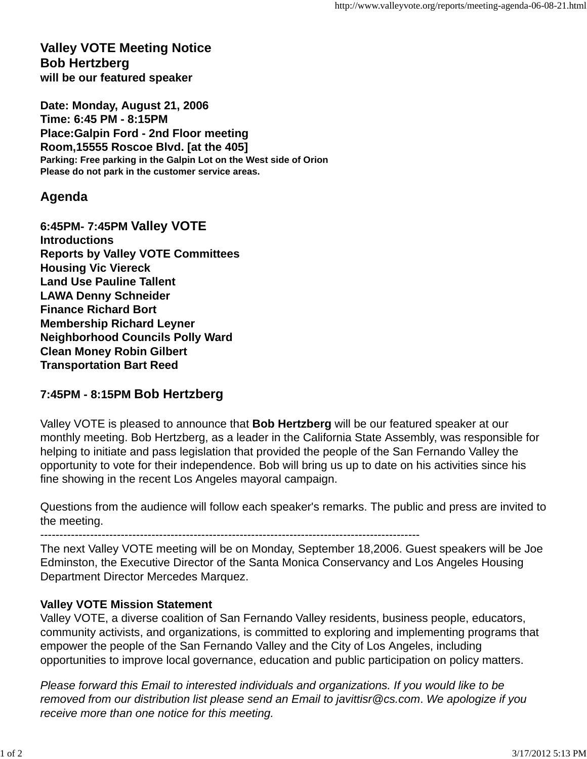**Valley VOTE Meeting Notice**
**Bob Hertzberg**
**will be our featured speaker**

**Date: Monday, August 21, 2006**
**Time: 6:45 PM - 8:15PM**
**Place:Galpin Ford - 2nd Floor meeting Room,15555 Roscoe Blvd. [at the 405]**
**Parking: Free parking in the Galpin Lot on the West side of Orion**
**Please do not park in the customer service areas.**

## Agenda

**6:45PM- 7:45PM Valley VOTE**
**Introductions**
**Reports by Valley VOTE Committees**
**Housing Vic Viereck**
**Land Use Pauline Tallent**
**LAWA Denny Schneider**
**Finance Richard Bort**
**Membership Richard Leyner**
**Neighborhood Councils Polly Ward**
**Clean Money Robin Gilbert**
**Transportation Bart Reed**

**7:45PM - 8:15PM Bob Hertzberg**

Valley VOTE is pleased to announce that **Bob Hertzberg** will be our featured speaker at our monthly meeting. Bob Hertzberg, as a leader in the California State Assembly, was responsible for helping to initiate and pass legislation that provided the people of the San Fernando Valley the opportunity to vote for their independence. Bob will bring us up to date on his activities since his fine showing in the recent Los Angeles mayoral campaign.

Questions from the audience will follow each speaker's remarks. The public and press are invited to the meeting.

---

The next Valley VOTE meeting will be on Monday, September 18,2006. Guest speakers will be Joe Edminston, the Executive Director of the Santa Monica Conservancy and Los Angeles Housing Department Director Mercedes Marquez.

**Valley VOTE Mission Statement**
Valley VOTE, a diverse coalition of San Fernando Valley residents, business people, educators, community activists, and organizations, is committed to exploring and implementing programs that empower the people of the San Fernando Valley and the City of Los Angeles, including opportunities to improve local governance, education and public participation on policy matters.

*Please forward this Email to interested individuals and organizations. If you would like to be removed from our distribution list please send an Email to javittisr@cs.com. We apologize if you receive more than one notice for this meeting.*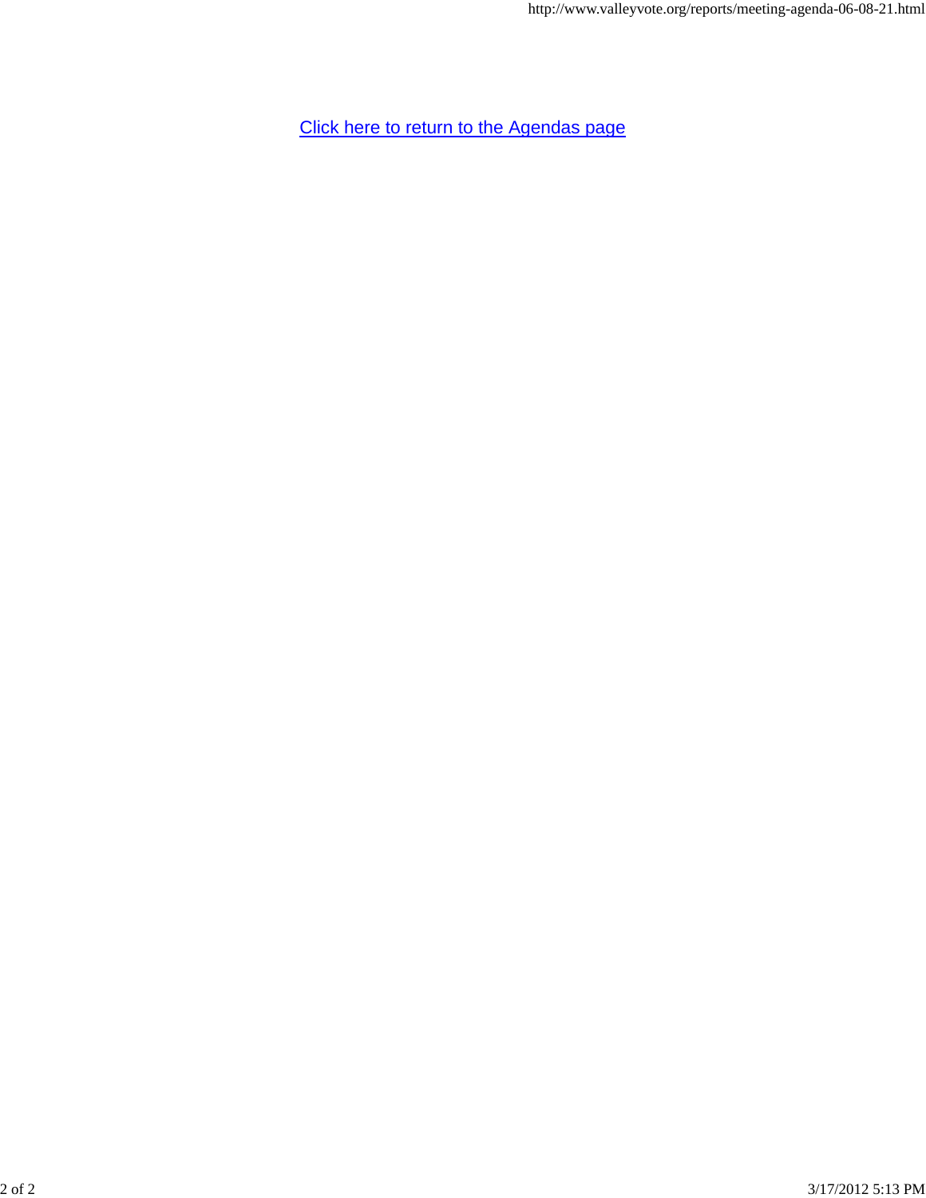Click here to return to the Agendas page